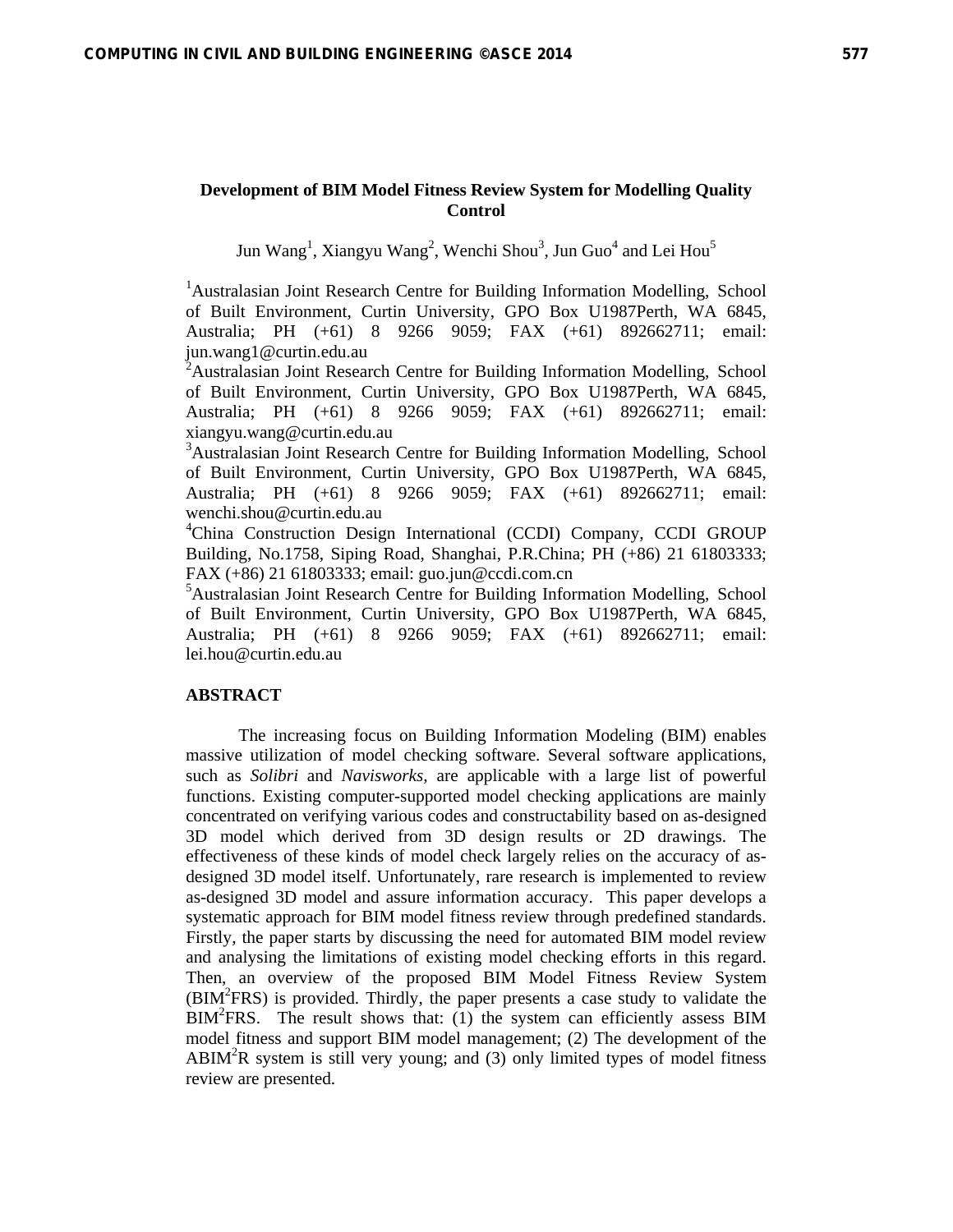# Development of BIM Model Fitness Review System for Modelling Quality Control

Jun Wang[1], Xiangyu Wang[2], Wenchi Shou[3], Jun Guo[4] and Lei Hou[5]

[1]Australasian Joint Research Centre for Building Information Modelling, School of Built Environment, Curtin University, GPO Box U1987Perth, WA 6845, Australia; PH (+61) 8 9266 9059; FAX (+61) 892662711; email: jun.wang1@curtin.edu.au

[2]Australasian Joint Research Centre for Building Information Modelling, School of Built Environment, Curtin University, GPO Box U1987Perth, WA 6845, Australia; PH (+61) 8 9266 9059; FAX (+61) 892662711; email: xiangyu.wang@curtin.edu.au

[3]Australasian Joint Research Centre for Building Information Modelling, School of Built Environment, Curtin University, GPO Box U1987Perth, WA 6845, Australia; PH (+61) 8 9266 9059; FAX (+61) 892662711; email: wenchi.shou@curtin.edu.au

[4]China Construction Design International (CCDI) Company, CCDI GROUP Building, No.1758, Siping Road, Shanghai, P.R.China; PH (+86) 21 61803333; FAX (+86) 21 61803333; email: guo.jun@ccdi.com.cn

[5]Australasian Joint Research Centre for Building Information Modelling, School of Built Environment, Curtin University, GPO Box U1987Perth, WA 6845, Australia; PH (+61) 8 9266 9059; FAX (+61) 892662711; email: lei.hou@curtin.edu.au

## ABSTRACT

The increasing focus on Building Information Modeling (BIM) enables massive utilization of model checking software. Several software applications, such as *Solibri* and *Navisworks*, are applicable with a large list of powerful functions. Existing computer-supported model checking applications are mainly concentrated on verifying various codes and constructability based on as-designed 3D model which derived from 3D design results or 2D drawings. The effectiveness of these kinds of model check largely relies on the accuracy of as-designed 3D model itself. Unfortunately, rare research is implemented to review as-designed 3D model and assure information accuracy. This paper develops a systematic approach for BIM model fitness review through predefined standards. Firstly, the paper starts by discussing the need for automated BIM model review and analysing the limitations of existing model checking efforts in this regard. Then, an overview of the proposed BIM Model Fitness Review System (BIM$^2$FRS) is provided. Thirdly, the paper presents a case study to validate the BIM$^2$FRS. The result shows that: (1) the system can efficiently assess BIM model fitness and support BIM model management; (2) The development of the ABIM$^2$R system is still very young; and (3) only limited types of model fitness review are presented.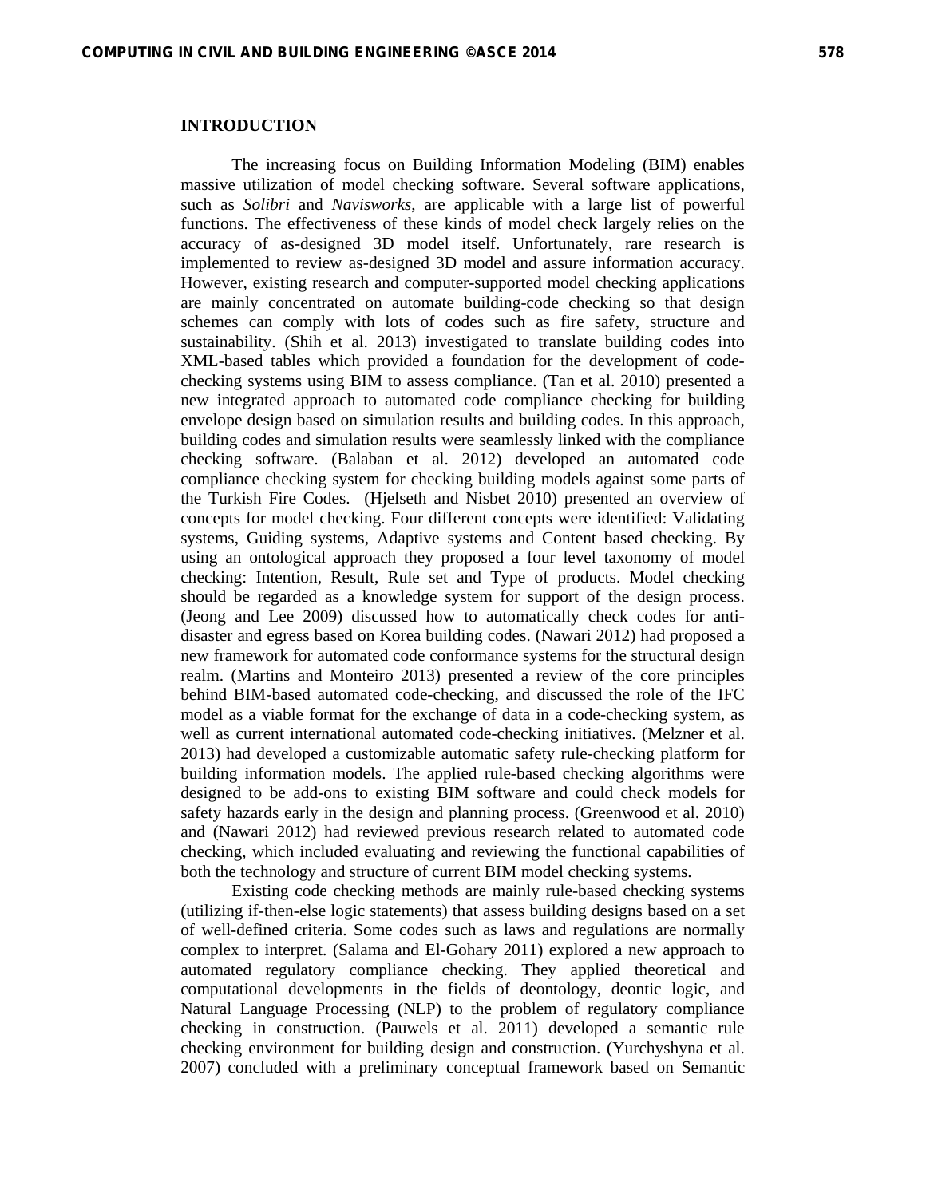## INTRODUCTION

The increasing focus on Building Information Modeling (BIM) enables massive utilization of model checking software. Several software applications, such as *Solibri* and *Navisworks*, are applicable with a large list of powerful functions. The effectiveness of these kinds of model check largely relies on the accuracy of as-designed 3D model itself. Unfortunately, rare research is implemented to review as-designed 3D model and assure information accuracy. However, existing research and computer-supported model checking applications are mainly concentrated on automate building-code checking so that design schemes can comply with lots of codes such as fire safety, structure and sustainability. (Shih et al. 2013) investigated to translate building codes into XML-based tables which provided a foundation for the development of code-checking systems using BIM to assess compliance. (Tan et al. 2010) presented a new integrated approach to automated code compliance checking for building envelope design based on simulation results and building codes. In this approach, building codes and simulation results were seamlessly linked with the compliance checking software. (Balaban et al. 2012) developed an automated code compliance checking system for checking building models against some parts of the Turkish Fire Codes. (Hjelseth and Nisbet 2010) presented an overview of concepts for model checking. Four different concepts were identified: Validating systems, Guiding systems, Adaptive systems and Content based checking. By using an ontological approach they proposed a four level taxonomy of model checking: Intention, Result, Rule set and Type of products. Model checking should be regarded as a knowledge system for support of the design process. (Jeong and Lee 2009) discussed how to automatically check codes for anti-disaster and egress based on Korea building codes. (Nawari 2012) had proposed a new framework for automated code conformance systems for the structural design realm. (Martins and Monteiro 2013) presented a review of the core principles behind BIM-based automated code-checking, and discussed the role of the IFC model as a viable format for the exchange of data in a code-checking system, as well as current international automated code-checking initiatives. (Melzner et al. 2013) had developed a customizable automatic safety rule-checking platform for building information models. The applied rule-based checking algorithms were designed to be add-ons to existing BIM software and could check models for safety hazards early in the design and planning process. (Greenwood et al. 2010) and (Nawari 2012) had reviewed previous research related to automated code checking, which included evaluating and reviewing the functional capabilities of both the technology and structure of current BIM model checking systems.

Existing code checking methods are mainly rule-based checking systems (utilizing if-then-else logic statements) that assess building designs based on a set of well-defined criteria. Some codes such as laws and regulations are normally complex to interpret. (Salama and El-Gohary 2011) explored a new approach to automated regulatory compliance checking. They applied theoretical and computational developments in the fields of deontology, deontic logic, and Natural Language Processing (NLP) to the problem of regulatory compliance checking in construction. (Pauwels et al. 2011) developed a semantic rule checking environment for building design and construction. (Yurchyshyna et al. 2007) concluded with a preliminary conceptual framework based on Semantic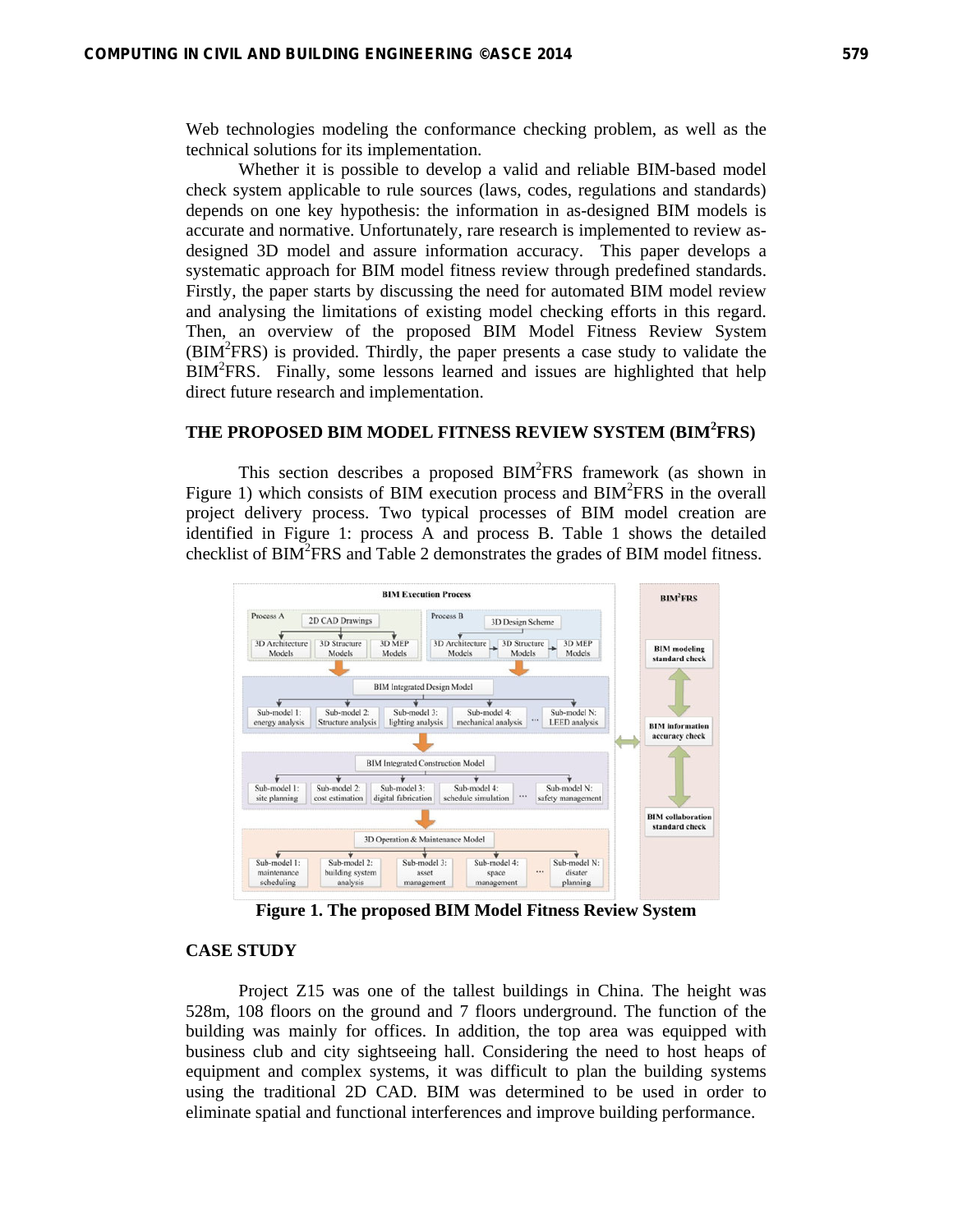Web technologies modeling the conformance checking problem, as well as the technical solutions for its implementation.

Whether it is possible to develop a valid and reliable BIM-based model check system applicable to rule sources (laws, codes, regulations and standards) depends on one key hypothesis: the information in as-designed BIM models is accurate and normative. Unfortunately, rare research is implemented to review as-designed 3D model and assure information accuracy. This paper develops a systematic approach for BIM model fitness review through predefined standards. Firstly, the paper starts by discussing the need for automated BIM model review and analysing the limitations of existing model checking efforts in this regard. Then, an overview of the proposed BIM Model Fitness Review System (BIM$^2$FRS) is provided. Thirdly, the paper presents a case study to validate the BIM$^2$FRS. Finally, some lessons learned and issues are highlighted that help direct future research and implementation.

## THE PROPOSED BIM MODEL FITNESS REVIEW SYSTEM (BIM$^2$FRS)

This section describes a proposed BIM$^2$FRS framework (as shown in Figure 1) which consists of BIM execution process and BIM$^2$FRS in the overall project delivery process. Two typical processes of BIM model creation are identified in Figure 1: process A and process B. Table 1 shows the detailed checklist of BIM$^2$FRS and Table 2 demonstrates the grades of BIM model fitness.

**Figure 1. The proposed BIM Model Fitness Review System**

## CASE STUDY

Project Z15 was one of the tallest buildings in China. The height was 528m, 108 floors on the ground and 7 floors underground. The function of the building was mainly for offices. In addition, the top area was equipped with business club and city sightseeing hall. Considering the need to host heaps of equipment and complex systems, it was difficult to plan the building systems using the traditional 2D CAD. BIM was determined to be used in order to eliminate spatial and functional interferences and improve building performance.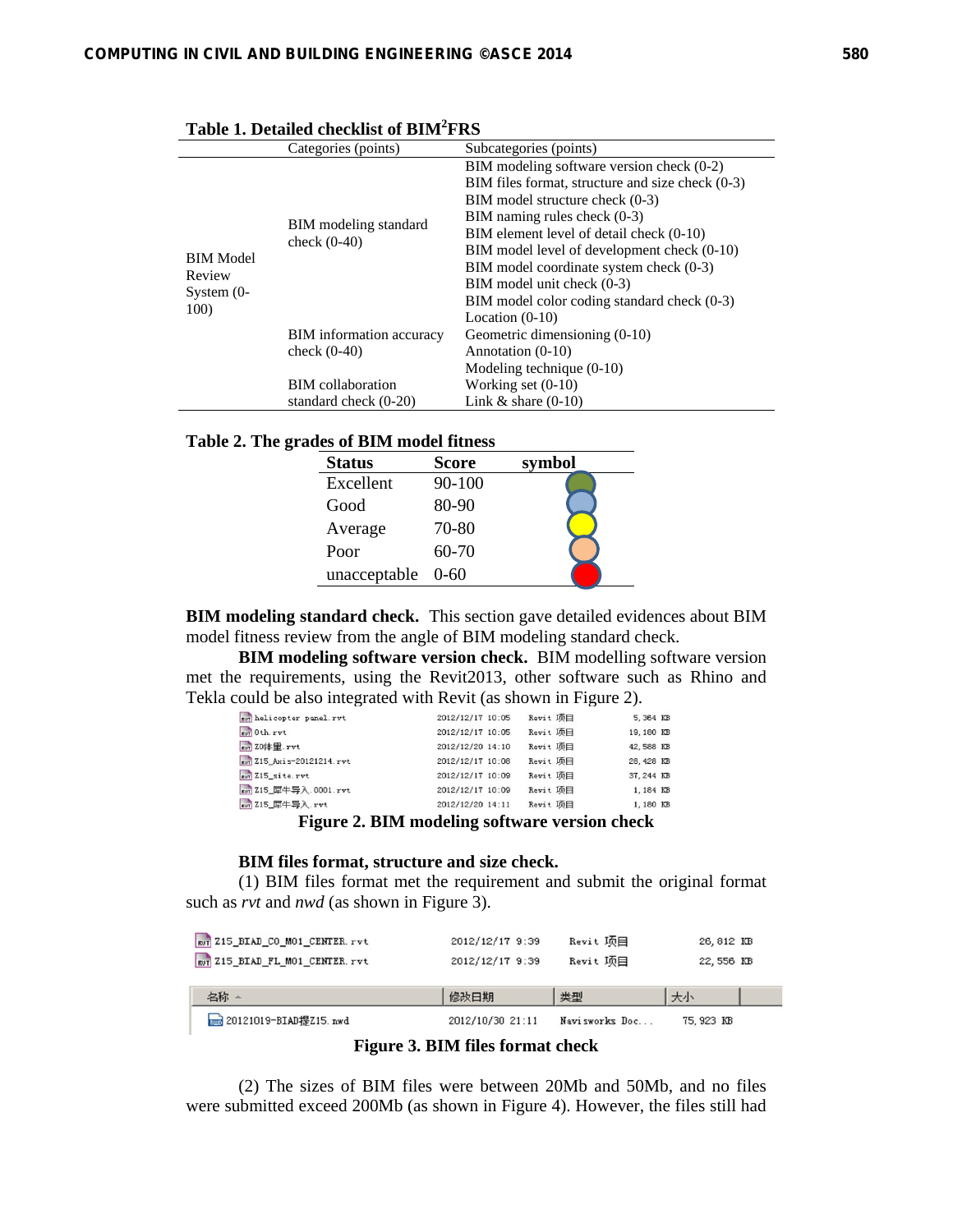**Table 1. Detailed checklist of BIM²FRS**

| | Categories (points) | Subcategories (points) |
|---|---|---|
| BIM Model Review System (0-100) | BIM modeling standard check (0-40) | BIM modeling software version check (0-2) |
| | | BIM files format, structure and size check (0-3) |
| | | BIM model structure check (0-3) |
| | | BIM naming rules check (0-3) |
| | | BIM element level of detail check (0-10) |
| | | BIM model level of development check (0-10) |
| | | BIM model coordinate system check (0-3) |
| | | BIM model unit check (0-3) |
| | | BIM model color coding standard check (0-3) |
| | BIM information accuracy check (0-40) | Location (0-10) |
| | | Geometric dimensioning (0-10) |
| | | Annotation (0-10) |
| | | Modeling technique (0-10) |
| | BIM collaboration standard check (0-20) | Working set (0-10) |
| | | Link & share (0-10) |

**Table 2. The grades of BIM model fitness**

| Status | Score | symbol |
|---|---|---|
| Excellent | 90-100 | (green circle) |
| Good | 80-90 | (light blue circle) |
| Average | 70-80 | (yellow circle) |
| Poor | 60-70 | (light orange circle) |
| unacceptable | 0-60 | (red circle) |

**BIM modeling standard check.** This section gave detailed evidences about BIM model fitness review from the angle of BIM modeling standard check.

**BIM modeling software version check.** BIM modelling software version met the requirements, using the Revit2013, other software such as Rhino and Tekla could be also integrated with Revit (as shown in Figure 2).

| | | | |
|---|---|---|---|
| helicopter panel.rvt | 2012/12/17 10:05 | Revit 项目 | 5,364 KB |
| 0th.rvt | 2012/12/17 10:05 | Revit 项目 | 19,180 KB |
| Z0体量.rvt | 2012/12/20 14:10 | Revit 项目 | 42,588 KB |
| Z15_Axis-20121214.rvt | 2012/12/17 10:08 | Revit 项目 | 28,428 KB |
| Z15_site.rvt | 2012/12/17 10:09 | Revit 项目 | 37,244 KB |
| Z15_犀牛导入.0001.rvt | 2012/12/17 10:09 | Revit 项目 | 1,184 KB |
| Z15_犀牛导入.rvt | 2012/12/20 14:11 | Revit 项目 | 1,180 KB |

**Figure 2. BIM modeling software version check**

**BIM files format, structure and size check.**

(1) BIM files format met the requirement and submit the original format such as *rvt* and *nwd* (as shown in Figure 3).

| | | | |
|---|---|---|---|
| Z15_BIAD_C0_M01_CENTER.rvt | 2012/12/17 9:39 | Revit 项目 | 26,812 KB |
| Z15_BIAD_FL_M01_CENTER.rvt | 2012/12/17 9:39 | Revit 项目 | 22,556 KB |

| 名称 | 修改日期 | 类型 | 大小 |
|---|---|---|---|
| 20121019-BIAD提Z15.nwd | 2012/10/30 21:11 | Navisworks Doc... | 75,923 KB |

**Figure 3. BIM files format check**

(2) The sizes of BIM files were between 20Mb and 50Mb, and no files were submitted exceed 200Mb (as shown in Figure 4). However, the files still had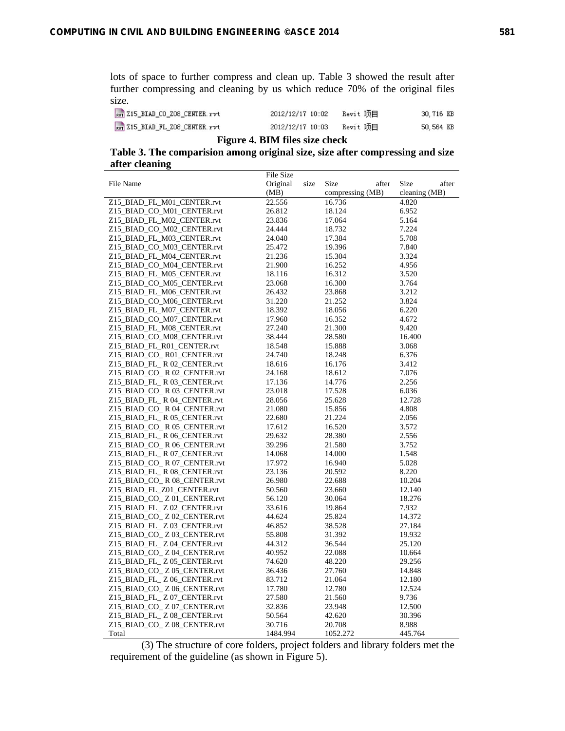lots of space to further compress and clean up. Table 3 showed the result after further compressing and cleaning by us which reduce 70% of the original files size.

| | | | |
|---|---|---|---|
| Z15_BIAD_CO_Z08_CENTER.rvt | 2012/12/17 10:02 | Revit 项目 | 30,716 KB |
| Z15_BIAD_FL_Z08_CENTER.rvt | 2012/12/17 10:03 | Revit 项目 | 50,564 KB |

**Figure 4. BIM files size check**

**Table 3. The comparision among original size, size after compressing and size after cleaning**

| File Name | File Size Original size (MB) | Size after compressing (MB) | Size after cleaning (MB) |
|---|---|---|---|
| Z15_BIAD_FL_M01_CENTER.rvt | 22.556 | 16.736 | 4.820 |
| Z15_BIAD_CO_M01_CENTER.rvt | 26.812 | 18.124 | 6.952 |
| Z15_BIAD_FL_M02_CENTER.rvt | 23.836 | 17.064 | 5.164 |
| Z15_BIAD_CO_M02_CENTER.rvt | 24.444 | 18.732 | 7.224 |
| Z15_BIAD_FL_M03_CENTER.rvt | 24.040 | 17.384 | 5.708 |
| Z15_BIAD_CO_M03_CENTER.rvt | 25.472 | 19.396 | 7.840 |
| Z15_BIAD_FL_M04_CENTER.rvt | 21.236 | 15.304 | 3.324 |
| Z15_BIAD_CO_M04_CENTER.rvt | 21.900 | 16.252 | 4.956 |
| Z15_BIAD_FL_M05_CENTER.rvt | 18.116 | 16.312 | 3.520 |
| Z15_BIAD_CO_M05_CENTER.rvt | 23.068 | 16.300 | 3.764 |
| Z15_BIAD_FL_M06_CENTER.rvt | 26.432 | 23.868 | 3.212 |
| Z15_BIAD_CO_M06_CENTER.rvt | 31.220 | 21.252 | 3.824 |
| Z15_BIAD_FL_M07_CENTER.rvt | 18.392 | 18.056 | 6.220 |
| Z15_BIAD_CO_M07_CENTER.rvt | 17.960 | 16.352 | 4.672 |
| Z15_BIAD_FL_M08_CENTER.rvt | 27.240 | 21.300 | 9.420 |
| Z15_BIAD_CO_M08_CENTER.rvt | 38.444 | 28.580 | 16.400 |
| Z15_BIAD_FL_R01_CENTER.rvt | 18.548 | 15.888 | 3.068 |
| Z15_BIAD_CO_ R01_CENTER.rvt | 24.740 | 18.248 | 6.376 |
| Z15_BIAD_FL_ R 02_CENTER.rvt | 18.616 | 16.176 | 3.412 |
| Z15_BIAD_CO_ R 02_CENTER.rvt | 24.168 | 18.612 | 7.076 |
| Z15_BIAD_FL_ R 03_CENTER.rvt | 17.136 | 14.776 | 2.256 |
| Z15_BIAD_CO_ R 03_CENTER.rvt | 23.018 | 17.528 | 6.036 |
| Z15_BIAD_FL_ R 04_CENTER.rvt | 28.056 | 25.628 | 12.728 |
| Z15_BIAD_CO_ R 04_CENTER.rvt | 21.080 | 15.856 | 4.808 |
| Z15_BIAD_FL_ R 05_CENTER.rvt | 22.680 | 21.224 | 2.056 |
| Z15_BIAD_CO_ R 05_CENTER.rvt | 17.612 | 16.520 | 3.572 |
| Z15_BIAD_FL_ R 06_CENTER.rvt | 29.632 | 28.380 | 2.556 |
| Z15_BIAD_CO_ R 06_CENTER.rvt | 39.296 | 21.580 | 3.752 |
| Z15_BIAD_FL_ R 07_CENTER.rvt | 14.068 | 14.000 | 1.548 |
| Z15_BIAD_CO_ R 07_CENTER.rvt | 17.972 | 16.940 | 5.028 |
| Z15_BIAD_FL_ R 08_CENTER.rvt | 23.136 | 20.592 | 8.220 |
| Z15_BIAD_CO_ R 08_CENTER.rvt | 26.980 | 22.688 | 10.204 |
| Z15_BIAD_FL_Z01_CENTER.rvt | 50.560 | 23.660 | 12.140 |
| Z15_BIAD_CO_ Z 01_CENTER.rvt | 56.120 | 30.064 | 18.276 |
| Z15_BIAD_FL_ Z 02_CENTER.rvt | 33.616 | 19.864 | 7.932 |
| Z15_BIAD_CO_ Z 02_CENTER.rvt | 44.624 | 25.824 | 14.372 |
| Z15_BIAD_FL_ Z 03_CENTER.rvt | 46.852 | 38.528 | 27.184 |
| Z15_BIAD_CO_ Z 03_CENTER.rvt | 55.808 | 31.392 | 19.932 |
| Z15_BIAD_FL_ Z 04_CENTER.rvt | 44.312 | 36.544 | 25.120 |
| Z15_BIAD_CO_ Z 04_CENTER.rvt | 40.952 | 22.088 | 10.664 |
| Z15_BIAD_FL_ Z 05_CENTER.rvt | 74.620 | 48.220 | 29.256 |
| Z15_BIAD_CO_ Z 05_CENTER.rvt | 36.436 | 27.760 | 14.848 |
| Z15_BIAD_FL_ Z 06_CENTER.rvt | 83.712 | 21.064 | 12.180 |
| Z15_BIAD_CO_ Z 06_CENTER.rvt | 17.780 | 12.780 | 12.524 |
| Z15_BIAD_FL_ Z 07_CENTER.rvt | 27.580 | 21.560 | 9.736 |
| Z15_BIAD_CO_ Z 07_CENTER.rvt | 32.836 | 23.948 | 12.500 |
| Z15_BIAD_FL_ Z 08_CENTER.rvt | 50.564 | 42.620 | 30.396 |
| Z15_BIAD_CO_ Z 08_CENTER.rvt | 30.716 | 20.708 | 8.988 |
| Total | 1484.994 | 1052.272 | 445.764 |

(3) The structure of core folders, project folders and library folders met the requirement of the guideline (as shown in Figure 5).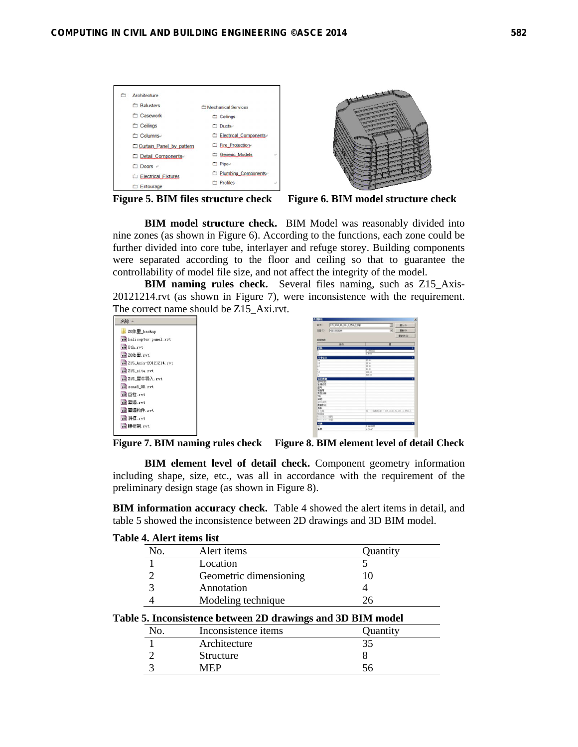Figure 5. BIM files structure check

Figure 6. BIM model structure check

**BIM model structure check.** BIM Model was reasonably divided into nine zones (as shown in Figure 6). According to the functions, each zone could be further divided into core tube, interlayer and refuge storey. Building components were separated according to the floor and ceiling so that to guarantee the controllability of model file size, and not affect the integrity of the model.

**BIM naming rules check.** Several files naming, such as Z15_Axis-20121214.rvt (as shown in Figure 7), were inconsistence with the requirement. The correct name should be Z15_Axi.rvt.

Figure 7. BIM naming rules check

Figure 8. BIM element level of detail Check

**BIM element level of detail check.** Component geometry information including shape, size, etc., was all in accordance with the requirement of the preliminary design stage (as shown in Figure 8).

**BIM information accuracy check.** Table 4 showed the alert items in detail, and table 5 showed the inconsistence between 2D drawings and 3D BIM model.

**Table 4. Alert items list**

| No. | Alert items | Quantity |
|---|---|---|
| 1 | Location | 5 |
| 2 | Geometric dimensioning | 10 |
| 3 | Annotation | 4 |
| 4 | Modeling technique | 26 |

**Table 5. Inconsistence between 2D drawings and 3D BIM model**

| No. | Inconsistence items | Quantity |
|---|---|---|
| 1 | Architecture | 35 |
| 2 | Structure | 8 |
| 3 | MEP | 56 |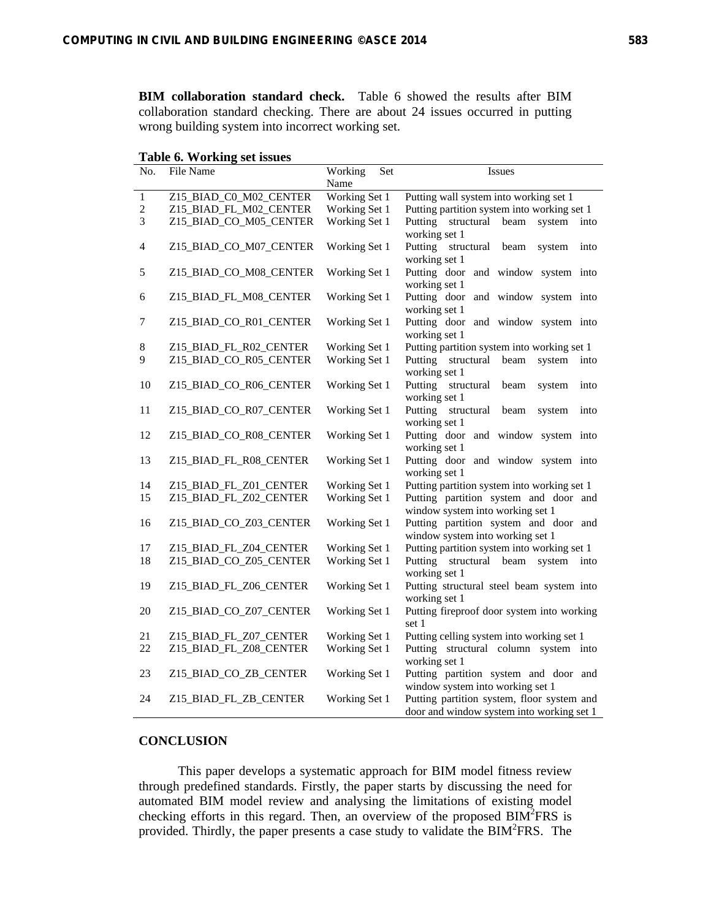**BIM collaboration standard check.** Table 6 showed the results after BIM collaboration standard checking. There are about 24 issues occurred in putting wrong building system into incorrect working set.

**Table 6. Working set issues**

| No. | File Name | Working Set Name | Issues |
|---|---|---|---|
| 1 | Z15_BIAD_C0_M02_CENTER | Working Set 1 | Putting wall system into working set 1 |
| 2 | Z15_BIAD_FL_M02_CENTER | Working Set 1 | Putting partition system into working set 1 |
| 3 | Z15_BIAD_CO_M05_CENTER | Working Set 1 | Putting structural beam system into working set 1 |
| 4 | Z15_BIAD_CO_M07_CENTER | Working Set 1 | Putting structural beam system into working set 1 |
| 5 | Z15_BIAD_CO_M08_CENTER | Working Set 1 | Putting door and window system into working set 1 |
| 6 | Z15_BIAD_FL_M08_CENTER | Working Set 1 | Putting door and window system into working set 1 |
| 7 | Z15_BIAD_CO_R01_CENTER | Working Set 1 | Putting door and window system into working set 1 |
| 8 | Z15_BIAD_FL_R02_CENTER | Working Set 1 | Putting partition system into working set 1 |
| 9 | Z15_BIAD_CO_R05_CENTER | Working Set 1 | Putting structural beam system into working set 1 |
| 10 | Z15_BIAD_CO_R06_CENTER | Working Set 1 | Putting structural beam system into working set 1 |
| 11 | Z15_BIAD_CO_R07_CENTER | Working Set 1 | Putting structural beam system into working set 1 |
| 12 | Z15_BIAD_CO_R08_CENTER | Working Set 1 | Putting door and window system into working set 1 |
| 13 | Z15_BIAD_FL_R08_CENTER | Working Set 1 | Putting door and window system into working set 1 |
| 14 | Z15_BIAD_FL_Z01_CENTER | Working Set 1 | Putting partition system into working set 1 |
| 15 | Z15_BIAD_FL_Z02_CENTER | Working Set 1 | Putting partition system and door and window system into working set 1 |
| 16 | Z15_BIAD_CO_Z03_CENTER | Working Set 1 | Putting partition system and door and window system into working set 1 |
| 17 | Z15_BIAD_FL_Z04_CENTER | Working Set 1 | Putting partition system into working set 1 |
| 18 | Z15_BIAD_CO_Z05_CENTER | Working Set 1 | Putting structural beam system into working set 1 |
| 19 | Z15_BIAD_FL_Z06_CENTER | Working Set 1 | Putting structural steel beam system into working set 1 |
| 20 | Z15_BIAD_CO_Z07_CENTER | Working Set 1 | Putting fireproof door system into working set 1 |
| 21 | Z15_BIAD_FL_Z07_CENTER | Working Set 1 | Putting celling system into working set 1 |
| 22 | Z15_BIAD_FL_Z08_CENTER | Working Set 1 | Putting structural column system into working set 1 |
| 23 | Z15_BIAD_CO_ZB_CENTER | Working Set 1 | Putting partition system and door and window system into working set 1 |
| 24 | Z15_BIAD_FL_ZB_CENTER | Working Set 1 | Putting partition system, floor system and door and window system into working set 1 |

## CONCLUSION

This paper develops a systematic approach for BIM model fitness review through predefined standards. Firstly, the paper starts by discussing the need for automated BIM model review and analysing the limitations of existing model checking efforts in this regard. Then, an overview of the proposed $BIM^2FRS$ is provided. Thirdly, the paper presents a case study to validate the $BIM^2FRS$. The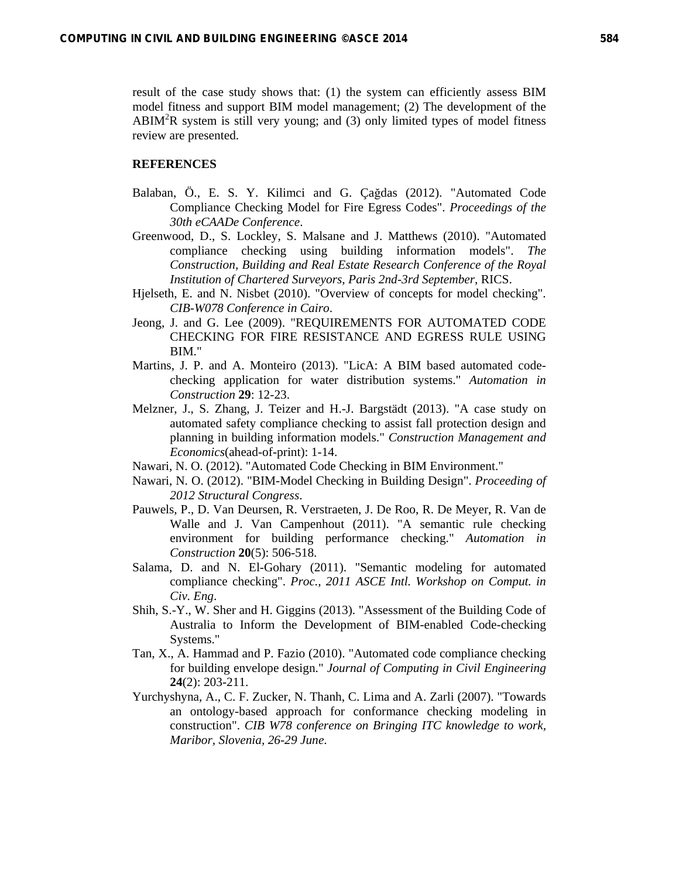result of the case study shows that: (1) the system can efficiently assess BIM model fitness and support BIM model management; (2) The development of the ABIM$^2$R system is still very young; and (3) only limited types of model fitness review are presented.

## REFERENCES

Balaban, Ö., E. S. Y. Kilimci and G. Çağdas (2012). "Automated Code Compliance Checking Model for Fire Egress Codes". *Proceedings of the 30th eCAADe Conference*.

Greenwood, D., S. Lockley, S. Malsane and J. Matthews (2010). "Automated compliance checking using building information models". *The Construction, Building and Real Estate Research Conference of the Royal Institution of Chartered Surveyors, Paris 2nd-3rd September*, RICS.

Hjelseth, E. and N. Nisbet (2010). "Overview of concepts for model checking". *CIB-W078 Conference in Cairo*.

Jeong, J. and G. Lee (2009). "REQUIREMENTS FOR AUTOMATED CODE CHECKING FOR FIRE RESISTANCE AND EGRESS RULE USING BIM."

Martins, J. P. and A. Monteiro (2013). "LicA: A BIM based automated code-checking application for water distribution systems." *Automation in Construction* **29**: 12-23.

Melzner, J., S. Zhang, J. Teizer and H.-J. Bargstädt (2013). "A case study on automated safety compliance checking to assist fall protection design and planning in building information models." *Construction Management and Economics*(ahead-of-print): 1-14.

Nawari, N. O. (2012). "Automated Code Checking in BIM Environment."

Nawari, N. O. (2012). "BIM-Model Checking in Building Design". *Proceeding of 2012 Structural Congress*.

Pauwels, P., D. Van Deursen, R. Verstraeten, J. De Roo, R. De Meyer, R. Van de Walle and J. Van Campenhout (2011). "A semantic rule checking environment for building performance checking." *Automation in Construction* **20**(5): 506-518.

Salama, D. and N. El-Gohary (2011). "Semantic modeling for automated compliance checking". *Proc., 2011 ASCE Intl. Workshop on Comput. in Civ. Eng*.

Shih, S.-Y., W. Sher and H. Giggins (2013). "Assessment of the Building Code of Australia to Inform the Development of BIM-enabled Code-checking Systems."

Tan, X., A. Hammad and P. Fazio (2010). "Automated code compliance checking for building envelope design." *Journal of Computing in Civil Engineering* **24**(2): 203-211.

Yurchyshyna, A., C. F. Zucker, N. Thanh, C. Lima and A. Zarli (2007). "Towards an ontology-based approach for conformance checking modeling in construction". *CIB W78 conference on Bringing ITC knowledge to work, Maribor, Slovenia, 26-29 June*.